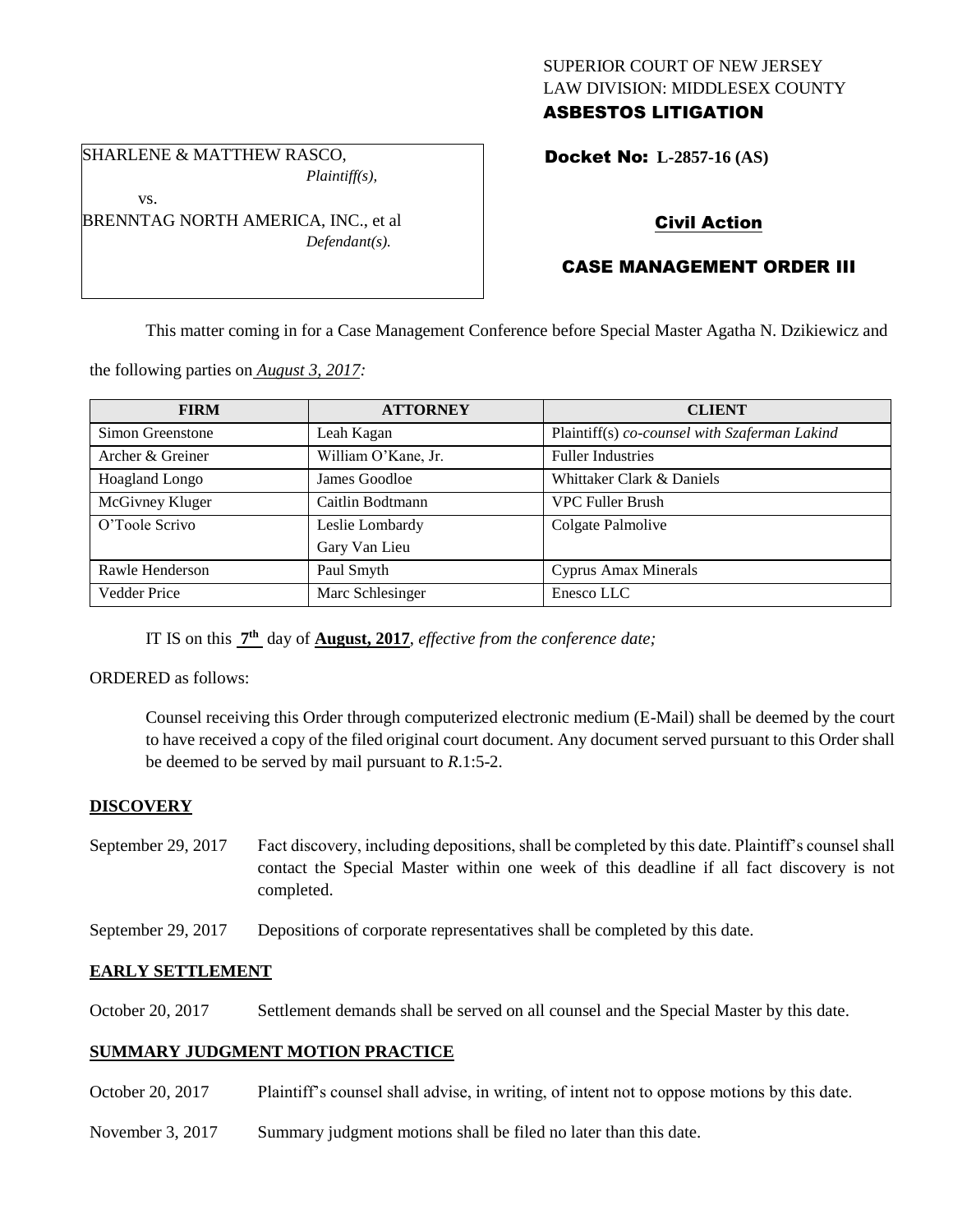SUPERIOR COURT OF NEW JERSEY
LAW DIVISION: MIDDLESEX COUNTY
**ASBESTOS LITIGATION**

SHARLENE & MATTHEW RASCO,
*Plaintiff(s),*
vs.
BRENNTAG NORTH AMERICA, INC., et al
*Defendant(s).*

**Docket No: L-2857-16 (AS)**

**Civil Action**

**CASE MANAGEMENT ORDER III**

This matter coming in for a Case Management Conference before Special Master Agatha N. Dzikiewicz and the following parties on *August 3, 2017:*

| FIRM | ATTORNEY | CLIENT |
|---|---|---|
| Simon Greenstone | Leah Kagan | Plaintiff(s) *co-counsel with Szaferman Lakind* |
| Archer & Greiner | William O'Kane, Jr. | Fuller Industries |
| Hoagland Longo | James Goodloe | Whittaker Clark & Daniels |
| McGivney Kluger | Caitlin Bodtmann | VPC Fuller Brush |
| O'Toole Scrivo | Leslie Lombardy<br>Gary Van Lieu | Colgate Palmolive |
| Rawle Henderson | Paul Smyth | Cyprus Amax Minerals |
| Vedder Price | Marc Schlesinger | Enesco LLC |

IT IS on this **7th** day of **August, 2017**, *effective from the conference date;*

ORDERED as follows:

Counsel receiving this Order through computerized electronic medium (E-Mail) shall be deemed by the court to have received a copy of the filed original court document. Any document served pursuant to this Order shall be deemed to be served by mail pursuant to *R*.1:5-2.

**DISCOVERY**

September 29, 2017 Fact discovery, including depositions, shall be completed by this date. Plaintiff's counsel shall contact the Special Master within one week of this deadline if all fact discovery is not completed.

September 29, 2017 Depositions of corporate representatives shall be completed by this date.

**EARLY SETTLEMENT**

October 20, 2017 Settlement demands shall be served on all counsel and the Special Master by this date.

**SUMMARY JUDGMENT MOTION PRACTICE**

October 20, 2017 Plaintiff's counsel shall advise, in writing, of intent not to oppose motions by this date.

November 3, 2017 Summary judgment motions shall be filed no later than this date.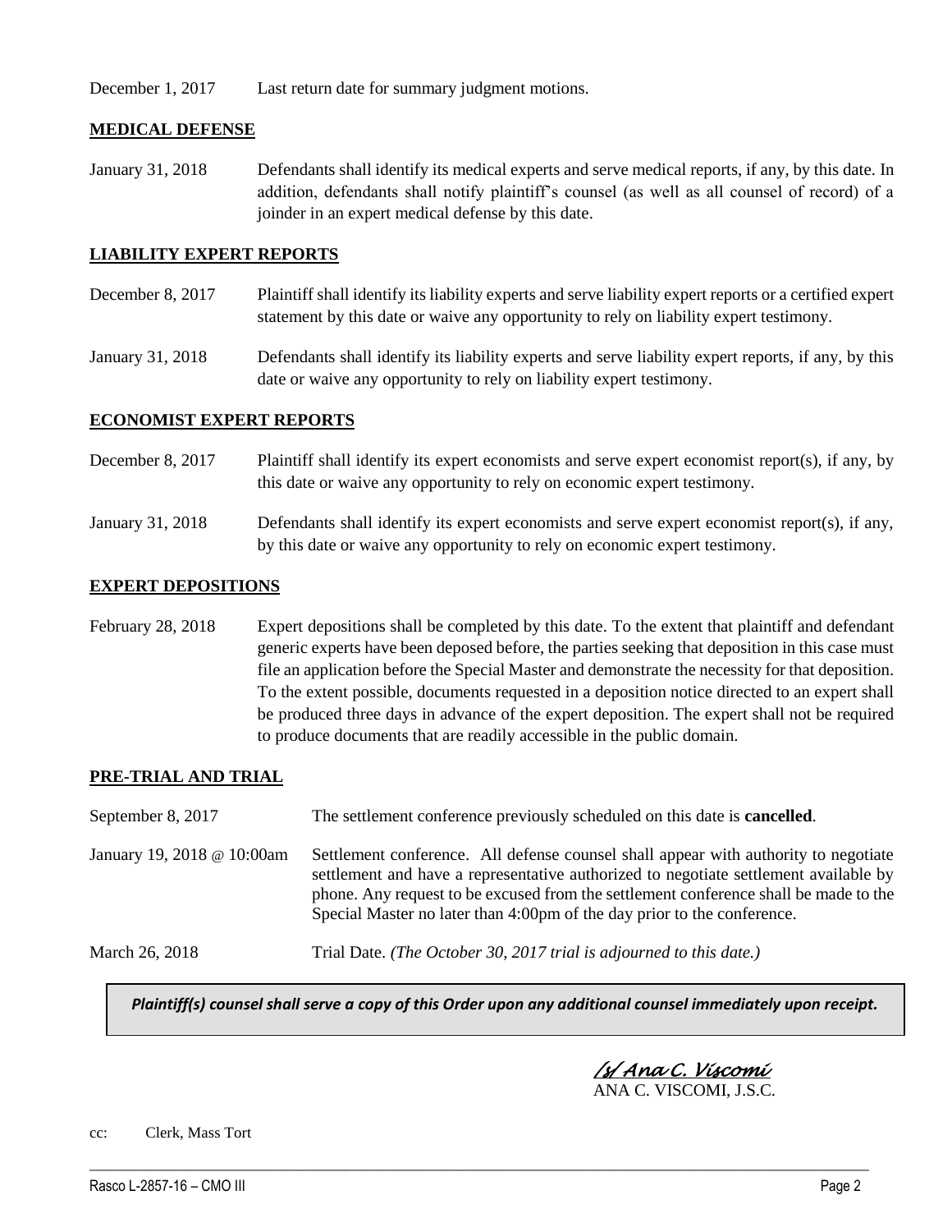December 1, 2017 Last return date for summary judgment motions.

**MEDICAL DEFENSE**

January 31, 2018 Defendants shall identify its medical experts and serve medical reports, if any, by this date. In addition, defendants shall notify plaintiff's counsel (as well as all counsel of record) of a joinder in an expert medical defense by this date.

**LIABILITY EXPERT REPORTS**

December 8, 2017 Plaintiff shall identify its liability experts and serve liability expert reports or a certified expert statement by this date or waive any opportunity to rely on liability expert testimony.

January 31, 2018 Defendants shall identify its liability experts and serve liability expert reports, if any, by this date or waive any opportunity to rely on liability expert testimony.

**ECONOMIST EXPERT REPORTS**

December 8, 2017 Plaintiff shall identify its expert economists and serve expert economist report(s), if any, by this date or waive any opportunity to rely on economic expert testimony.

January 31, 2018 Defendants shall identify its expert economists and serve expert economist report(s), if any, by this date or waive any opportunity to rely on economic expert testimony.

**EXPERT DEPOSITIONS**

February 28, 2018 Expert depositions shall be completed by this date. To the extent that plaintiff and defendant generic experts have been deposed before, the parties seeking that deposition in this case must file an application before the Special Master and demonstrate the necessity for that deposition. To the extent possible, documents requested in a deposition notice directed to an expert shall be produced three days in advance of the expert deposition. The expert shall not be required to produce documents that are readily accessible in the public domain.

**PRE-TRIAL AND TRIAL**

September 8, 2017 The settlement conference previously scheduled on this date is **cancelled**.

January 19, 2018 @ 10:00am Settlement conference. All defense counsel shall appear with authority to negotiate settlement and have a representative authorized to negotiate settlement available by phone. Any request to be excused from the settlement conference shall be made to the Special Master no later than 4:00pm of the day prior to the conference.

March 26, 2018 Trial Date. *(The October 30, 2017 trial is adjourned to this date.)*

***Plaintiff(s) counsel shall serve a copy of this Order upon any additional counsel immediately upon receipt.***

*/s/ Ana C. Viscomi*
ANA C. VISCOMI, J.S.C.

cc: Clerk, Mass Tort